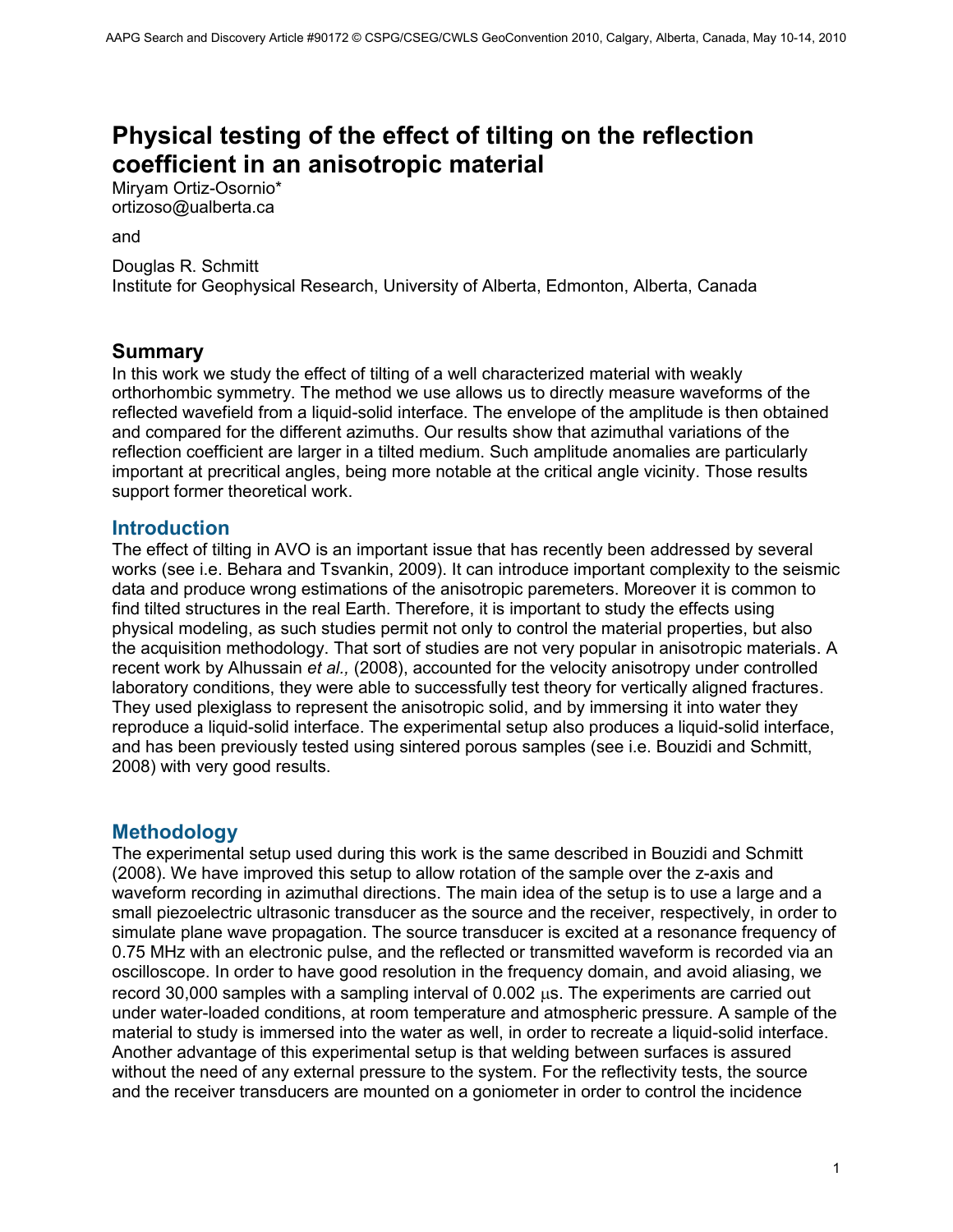# Physical testing of the effect of tilting on the reflection coefficient in an anisotropic material

Miryam Ortiz-Osornio*
ortizoso@ualberta.ca

and

Douglas R. Schmitt
Institute for Geophysical Research, University of Alberta, Edmonton, Alberta, Canada

## Summary

In this work we study the effect of tilting of a well characterized material with weakly orthorhombic symmetry. The method we use allows us to directly measure waveforms of the reflected wavefield from a liquid-solid interface. The envelope of the amplitude is then obtained and compared for the different azimuths. Our results show that azimuthal variations of the reflection coefficient are larger in a tilted medium. Such amplitude anomalies are particularly important at precritical angles, being more notable at the critical angle vicinity. Those results support former theoretical work.

## Introduction

The effect of tilting in AVO is an important issue that has recently been addressed by several works (see i.e. Behara and Tsvankin, 2009). It can introduce important complexity to the seismic data and produce wrong estimations of the anisotropic paremeters. Moreover it is common to find tilted structures in the real Earth. Therefore, it is important to study the effects using physical modeling, as such studies permit not only to control the material properties, but also the acquisition methodology. That sort of studies are not very popular in anisotropic materials. A recent work by Alhussain *et al.,* (2008), accounted for the velocity anisotropy under controlled laboratory conditions, they were able to successfully test theory for vertically aligned fractures. They used plexiglass to represent the anisotropic solid, and by immersing it into water they reproduce a liquid-solid interface. The experimental setup also produces a liquid-solid interface, and has been previously tested using sintered porous samples (see i.e. Bouzidi and Schmitt, 2008) with very good results.

## Methodology

The experimental setup used during this work is the same described in Bouzidi and Schmitt (2008). We have improved this setup to allow rotation of the sample over the z-axis and waveform recording in azimuthal directions. The main idea of the setup is to use a large and a small piezoelectric ultrasonic transducer as the source and the receiver, respectively, in order to simulate plane wave propagation. The source transducer is excited at a resonance frequency of 0.75 MHz with an electronic pulse, and the reflected or transmitted waveform is recorded via an oscilloscope. In order to have good resolution in the frequency domain, and avoid aliasing, we record 30,000 samples with a sampling interval of 0.002 $\mu$s. The experiments are carried out under water-loaded conditions, at room temperature and atmospheric pressure. A sample of the material to study is immersed into the water as well, in order to recreate a liquid-solid interface. Another advantage of this experimental setup is that welding between surfaces is assured without the need of any external pressure to the system. For the reflectivity tests, the source and the receiver transducers are mounted on a goniometer in order to control the incidence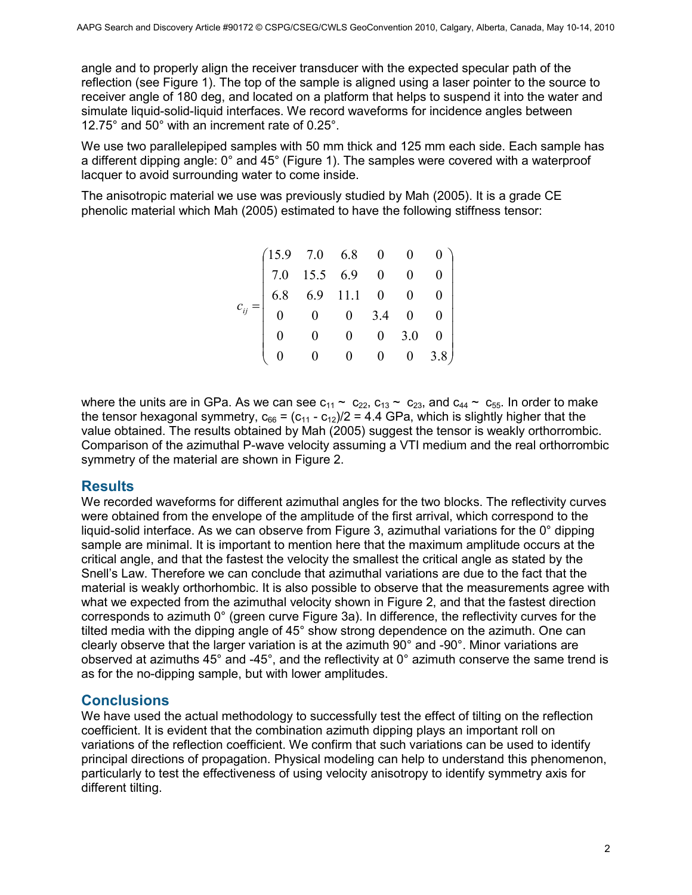angle and to properly align the receiver transducer with the expected specular path of the reflection (see Figure 1). The top of the sample is aligned using a laser pointer to the source to receiver angle of 180 deg, and located on a platform that helps to suspend it into the water and simulate liquid-solid-liquid interfaces. We record waveforms for incidence angles between 12.75° and 50° with an increment rate of 0.25°.

We use two parallelepiped samples with 50 mm thick and 125 mm each side. Each sample has a different dipping angle: 0° and 45° (Figure 1). The samples were covered with a waterproof lacquer to avoid surrounding water to come inside.

The anisotropic material we use was previously studied by Mah (2005). It is a grade CE phenolic material which Mah (2005) estimated to have the following stiffness tensor:

$$c_{ij} = \begin{pmatrix} 15.9 & 7.0 & 6.8 & 0 & 0 & 0 \\ 7.0 & 15.5 & 6.9 & 0 & 0 & 0 \\ 6.8 & 6.9 & 11.1 & 0 & 0 & 0 \\ 0 & 0 & 0 & 3.4 & 0 & 0 \\ 0 & 0 & 0 & 0 & 3.0 & 0 \\ 0 & 0 & 0 & 0 & 0 & 3.8 \end{pmatrix}$$

where the units are in GPa. As we can see $c_{11} \sim c_{22}$, $c_{13} \sim c_{23}$, and $c_{44} \sim c_{55}$. In order to make the tensor hexagonal symmetry, $c_{66} = (c_{11} - c_{12})/2 = 4.4$ GPa, which is slightly higher that the value obtained. The results obtained by Mah (2005) suggest the tensor is weakly orthorrombic. Comparison of the azimuthal P-wave velocity assuming a VTI medium and the real orthorrombic symmetry of the material are shown in Figure 2.

## Results

We recorded waveforms for different azimuthal angles for the two blocks. The reflectivity curves were obtained from the envelope of the amplitude of the first arrival, which correspond to the liquid-solid interface. As we can observe from Figure 3, azimuthal variations for the 0° dipping sample are minimal. It is important to mention here that the maximum amplitude occurs at the critical angle, and that the fastest the velocity the smallest the critical angle as stated by the Snell's Law. Therefore we can conclude that azimuthal variations are due to the fact that the material is weakly orthorhombic. It is also possible to observe that the measurements agree with what we expected from the azimuthal velocity shown in Figure 2, and that the fastest direction corresponds to azimuth 0° (green curve Figure 3a). In difference, the reflectivity curves for the tilted media with the dipping angle of 45° show strong dependence on the azimuth. One can clearly observe that the larger variation is at the azimuth 90° and -90°. Minor variations are observed at azimuths 45° and -45°, and the reflectivity at 0° azimuth conserve the same trend is as for the no-dipping sample, but with lower amplitudes.

## Conclusions

We have used the actual methodology to successfully test the effect of tilting on the reflection coefficient. It is evident that the combination azimuth dipping plays an important roll on variations of the reflection coefficient. We confirm that such variations can be used to identify principal directions of propagation. Physical modeling can help to understand this phenomenon, particularly to test the effectiveness of using velocity anisotropy to identify symmetry axis for different tilting.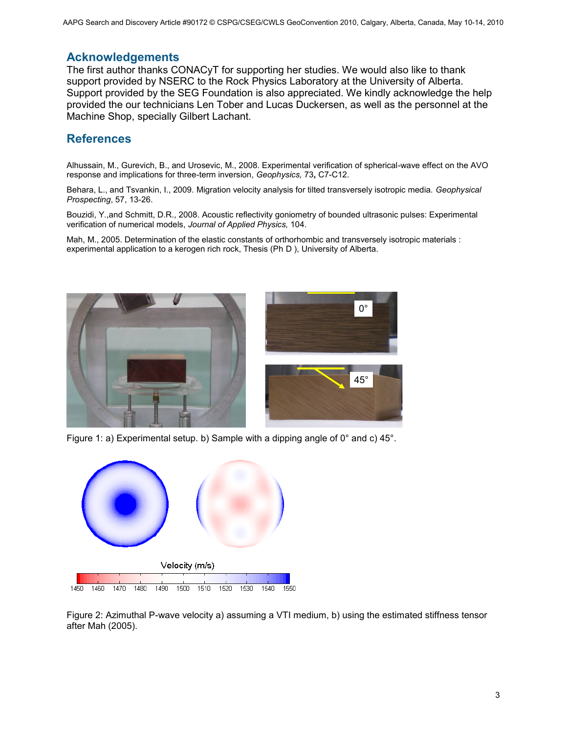## Acknowledgements

The first author thanks CONACyT for supporting her studies. We would also like to thank support provided by NSERC to the Rock Physics Laboratory at the University of Alberta. Support provided by the SEG Foundation is also appreciated. We kindly acknowledge the help provided the our technicians Len Tober and Lucas Duckersen, as well as the personnel at the Machine Shop, specially Gilbert Lachant.

## References

Alhussain, M., Gurevich, B., and Urosevic, M., 2008. Experimental verification of spherical-wave effect on the AVO response and implications for three-term inversion, *Geophysics,* 73**,** C7-C12.

Behara, L., and Tsvankin, I., 2009. Migration velocity analysis for tilted transversely isotropic media. *Geophysical Prospecting*, 57, 13-26.

Bouzidi, Y.,and Schmitt, D.R., 2008. Acoustic reflectivity goniometry of bounded ultrasonic pulses: Experimental verification of numerical models, *Journal of Applied Physics,* 104.

Mah, M., 2005. Determination of the elastic constants of orthorhombic and transversely isotropic materials : experimental application to a kerogen rich rock, Thesis (Ph D ), University of Alberta.

Figure 1: a) Experimental setup. b) Sample with a dipping angle of 0° and c) 45°.

Figure 2: Azimuthal P-wave velocity a) assuming a VTI medium, b) using the estimated stiffness tensor after Mah (2005).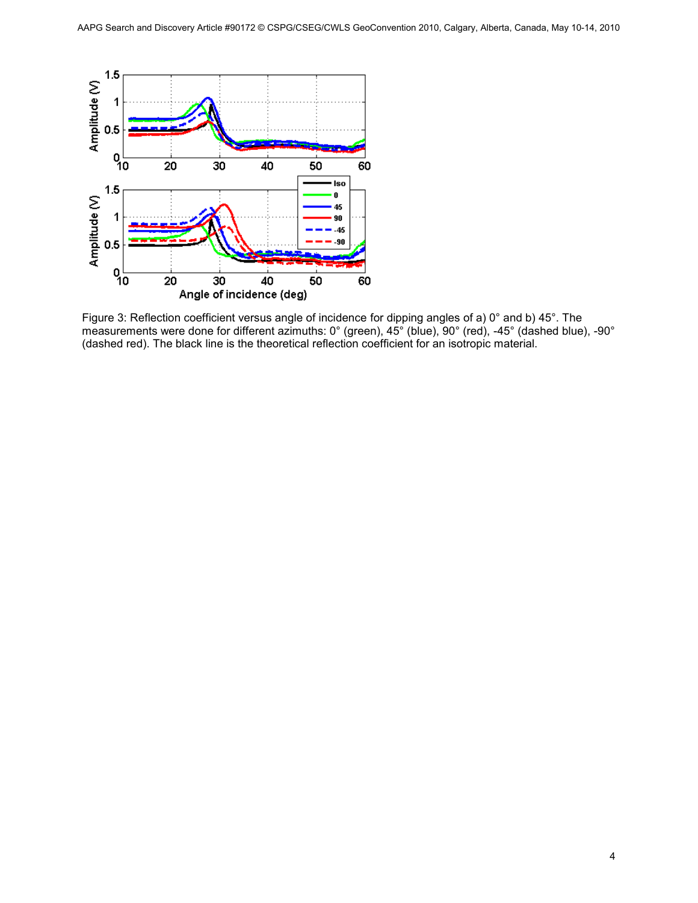Amplitude (V)

1.5
1
0.5
0
10 20 30 40 50 60

Amplitude (V)

1.5
1
0.5
0
10 20 30 40 50 60

Angle of incidence (deg)

Iso
0
45
90
-45
-90

Figure 3: Reflection coefficient versus angle of incidence for dipping angles of a) 0° and b) 45°. The measurements were done for different azimuths: 0° (green), 45° (blue), 90° (red), -45° (dashed blue), -90° (dashed red). The black line is the theoretical reflection coefficient for an isotropic material.